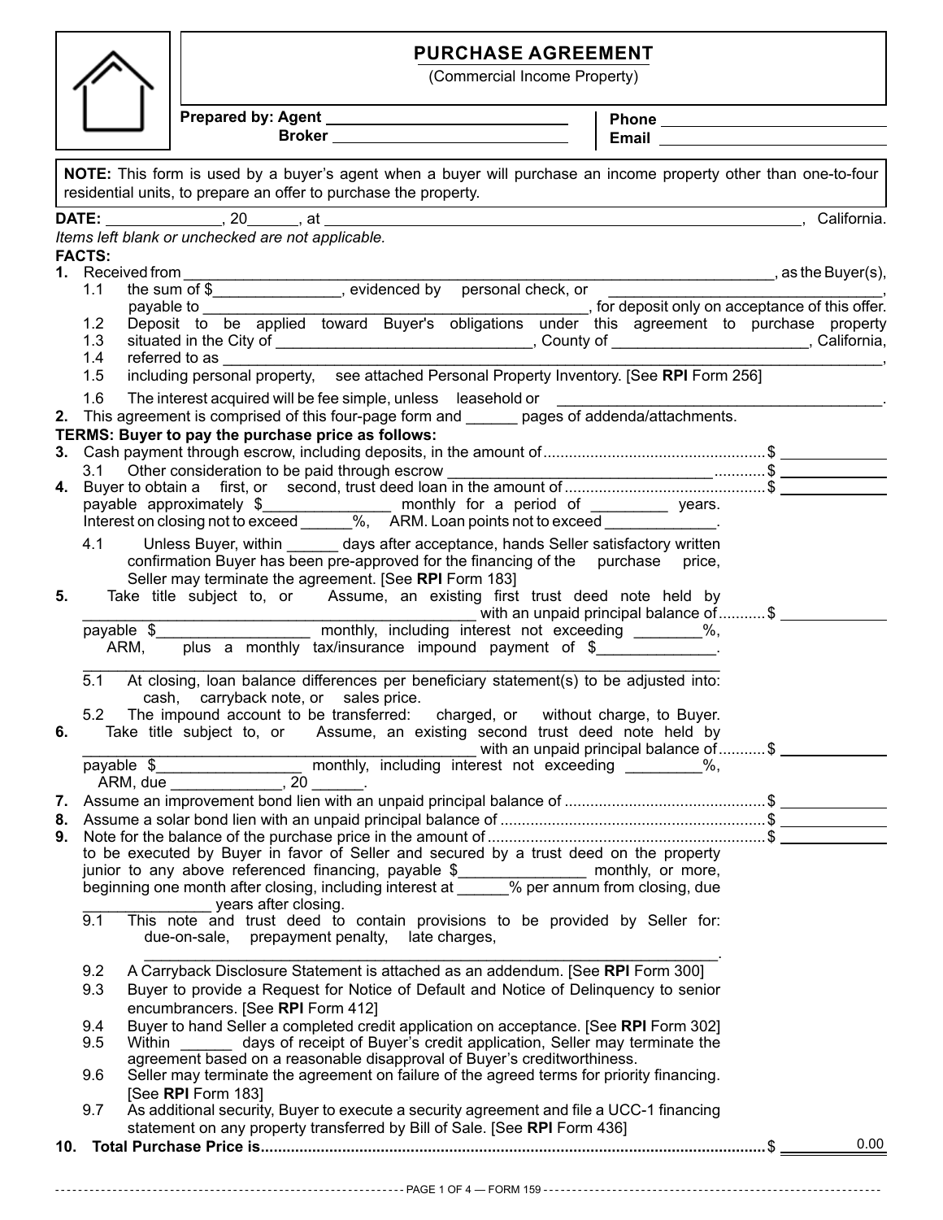# PURCHASE AGREEMENT

(Commercial Income Property)

**Prepared by: Agent** ______________________________ **Phone** ______________________________

**Broker** ______________________________ **Email** ______________________________

**NOTE:** This form is used by a buyer's agent when a buyer will purchase an income property other than one-to-four residential units, to prepare an offer to purchase the property.

**DATE:** _____________, 20______, at ____________________________________________________________, California.

*Items left blank or unchecked are not applicable.*

**FACTS:**

**1.** Received from ____________________________________________________________________________, as the Buyer(s),

1.1 the sum of $_______________, evidenced by ☐ personal check, or ☐ ________________________________,
payable to _______________________________________________, for deposit only on acceptance of this offer.

1.2 Deposit to be applied toward Buyer's obligations under this agreement to purchase property

1.3 situated in the City of ______________________________, County of ______________________, California,

1.4 referred to as __________________________________________________________________________________,

1.5 including personal property, ☐ see attached Personal Property Inventory. [See **RPI** Form 256]

1.6 The interest acquired will be fee simple, unless ☐ leasehold or ☐ _______________________________________.

**2.** This agreement is comprised of this four-page form and ______ pages of addenda/attachments.

**TERMS: Buyer to pay the purchase price as follows:**

**3.** Cash payment through escrow, including deposits, in the amount of.................................................$ __________

3.1 Other consideration to be paid through escrow _______________________________ ............$ __________

**4.** Buyer to obtain a ☐ first, or ☐ second, trust deed loan in the amount of ............................................$ __________
payable approximately $_______________ monthly for a period of _________ years.
Interest on closing not to exceed ______%, ☐ ARM. Loan points not to exceed _____________.

4.1 ☐ Unless Buyer, within ______ days after acceptance, hands Seller satisfactory written confirmation Buyer has been pre-approved for the financing of the ☐ purchase ☐ price, Seller may terminate the agreement. [See **RPI** Form 183]

**5.** ☐ Take title subject to, or ☐ Assume, an existing first trust deed note held by
______________________________________________ with an unpaid principal balance of ..........$ __________
payable $_________________ monthly, including interest not exceeding ________%,
☐ ARM, ☐ plus a monthly tax/insurance impound payment of $_____________.
_______________________________________________________________________________

5.1 At closing, loan balance differences per beneficiary statement(s) to be adjusted into:
☐ cash, ☐ carryback note, or ☐ sales price.

5.2 The impound account to be transferred: ☐ charged, or ☐ without charge, to Buyer.

**6.** ☐ Take title subject to, or ☐ Assume, an existing second trust deed note held by
______________________________________________ with an unpaid principal balance of ..........$ __________
payable $________________ monthly, including interest not exceeding _________%,
☐ ARM, due _____________, 20 ______.

**7.** Assume an improvement bond lien with an unpaid principal balance of ............................................$ __________

**8.** Assume a solar bond lien with an unpaid principal balance of ...........................................................$ __________

**9.** Note for the balance of the purchase price in the amount of ..............................................................$ __________
to be executed by Buyer in favor of Seller and secured by a trust deed on the property junior to any above referenced financing, payable $_______________ monthly, or more, beginning one month after closing, including interest at ______% per annum from closing, due _______________ years after closing.

9.1 This note and trust deed to contain provisions to be provided by Seller for:
☐ due-on-sale, ☐ prepayment penalty, ☐ late charges,
☐ ______________________________________________________________.

9.2 ☐ A Carryback Disclosure Statement is attached as an addendum. [See **RPI** Form 300]

9.3 ☐ Buyer to provide a Request for Notice of Default and Notice of Delinquency to senior encumbrancers. [See **RPI** Form 412]

9.4 ☐ Buyer to hand Seller a completed credit application on acceptance. [See **RPI** Form 302]

9.5 ☐ Within ______ days of receipt of Buyer's credit application, Seller may terminate the agreement based on a reasonable disapproval of Buyer's creditworthiness.

9.6 ☐ Seller may terminate the agreement on failure of the agreed terms for priority financing. [See **RPI** Form 183]

9.7 ☐ As additional security, Buyer to execute a security agreement and file a UCC-1 financing statement on any property transferred by Bill of Sale. [See **RPI** Form 436]

**10. Total Purchase Price is**.......................................................................................................................$ 0.00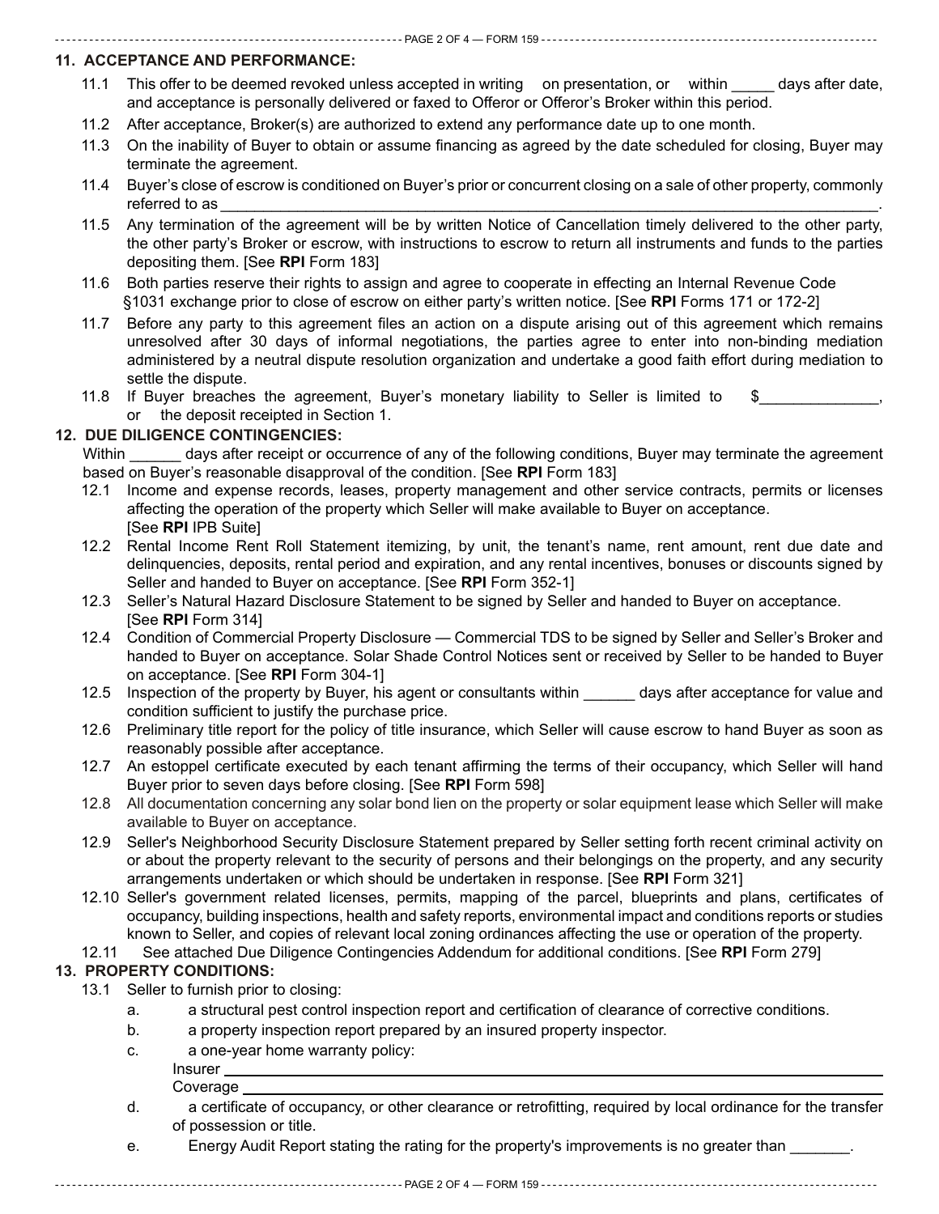## 11. ACCEPTANCE AND PERFORMANCE:

11.1 This offer to be deemed revoked unless accepted in writing on presentation, or within _____ days after date, and acceptance is personally delivered or faxed to Offeror or Offeror's Broker within this period.

11.2 After acceptance, Broker(s) are authorized to extend any performance date up to one month.

11.3 On the inability of Buyer to obtain or assume financing as agreed by the date scheduled for closing, Buyer may terminate the agreement.

11.4 Buyer's close of escrow is conditioned on Buyer's prior or concurrent closing on a sale of other property, commonly referred to as ________________________________________________________________________________.

11.5 Any termination of the agreement will be by written Notice of Cancellation timely delivered to the other party, the other party's Broker or escrow, with instructions to escrow to return all instruments and funds to the parties depositing them. [See **RPI** Form 183]

11.6 Both parties reserve their rights to assign and agree to cooperate in effecting an Internal Revenue Code §1031 exchange prior to close of escrow on either party's written notice. [See **RPI** Forms 171 or 172-2]

11.7 Before any party to this agreement files an action on a dispute arising out of this agreement which remains unresolved after 30 days of informal negotiations, the parties agree to enter into non-binding mediation administered by a neutral dispute resolution organization and undertake a good faith effort during mediation to settle the dispute.

11.8 If Buyer breaches the agreement, Buyer's monetary liability to Seller is limited to $______________, or the deposit receipted in Section 1.

## 12. DUE DILIGENCE CONTINGENCIES:

Within ______ days after receipt or occurrence of any of the following conditions, Buyer may terminate the agreement based on Buyer's reasonable disapproval of the condition. [See **RPI** Form 183]

12.1 Income and expense records, leases, property management and other service contracts, permits or licenses affecting the operation of the property which Seller will make available to Buyer on acceptance. [See **RPI** IPB Suite]

12.2 Rental Income Rent Roll Statement itemizing, by unit, the tenant's name, rent amount, rent due date and delinquencies, deposits, rental period and expiration, and any rental incentives, bonuses or discounts signed by Seller and handed to Buyer on acceptance. [See **RPI** Form 352-1]

12.3 Seller's Natural Hazard Disclosure Statement to be signed by Seller and handed to Buyer on acceptance. [See **RPI** Form 314]

12.4 Condition of Commercial Property Disclosure — Commercial TDS to be signed by Seller and Seller's Broker and handed to Buyer on acceptance. Solar Shade Control Notices sent or received by Seller to be handed to Buyer on acceptance. [See **RPI** Form 304-1]

12.5 Inspection of the property by Buyer, his agent or consultants within ______ days after acceptance for value and condition sufficient to justify the purchase price.

12.6 Preliminary title report for the policy of title insurance, which Seller will cause escrow to hand Buyer as soon as reasonably possible after acceptance.

12.7 An estoppel certificate executed by each tenant affirming the terms of their occupancy, which Seller will hand Buyer prior to seven days before closing. [See **RPI** Form 598]

12.8 All documentation concerning any solar bond lien on the property or solar equipment lease which Seller will make available to Buyer on acceptance.

12.9 Seller's Neighborhood Security Disclosure Statement prepared by Seller setting forth recent criminal activity on or about the property relevant to the security of persons and their belongings on the property, and any security arrangements undertaken or which should be undertaken in response. [See **RPI** Form 321]

12.10 Seller's government related licenses, permits, mapping of the parcel, blueprints and plans, certificates of occupancy, building inspections, health and safety reports, environmental impact and conditions reports or studies known to Seller, and copies of relevant local zoning ordinances affecting the use or operation of the property.

12.11 See attached Due Diligence Contingencies Addendum for additional conditions. [See **RPI** Form 279]

## 13. PROPERTY CONDITIONS:

13.1 Seller to furnish prior to closing:

a. a structural pest control inspection report and certification of clearance of corrective conditions.

b. a property inspection report prepared by an insured property inspector.

c. a one-year home warranty policy:
Insurer ________________________________________________
Coverage ________________________________________________

d. a certificate of occupancy, or other clearance or retrofitting, required by local ordinance for the transfer of possession or title.

e. Energy Audit Report stating the rating for the property's improvements is no greater than _______.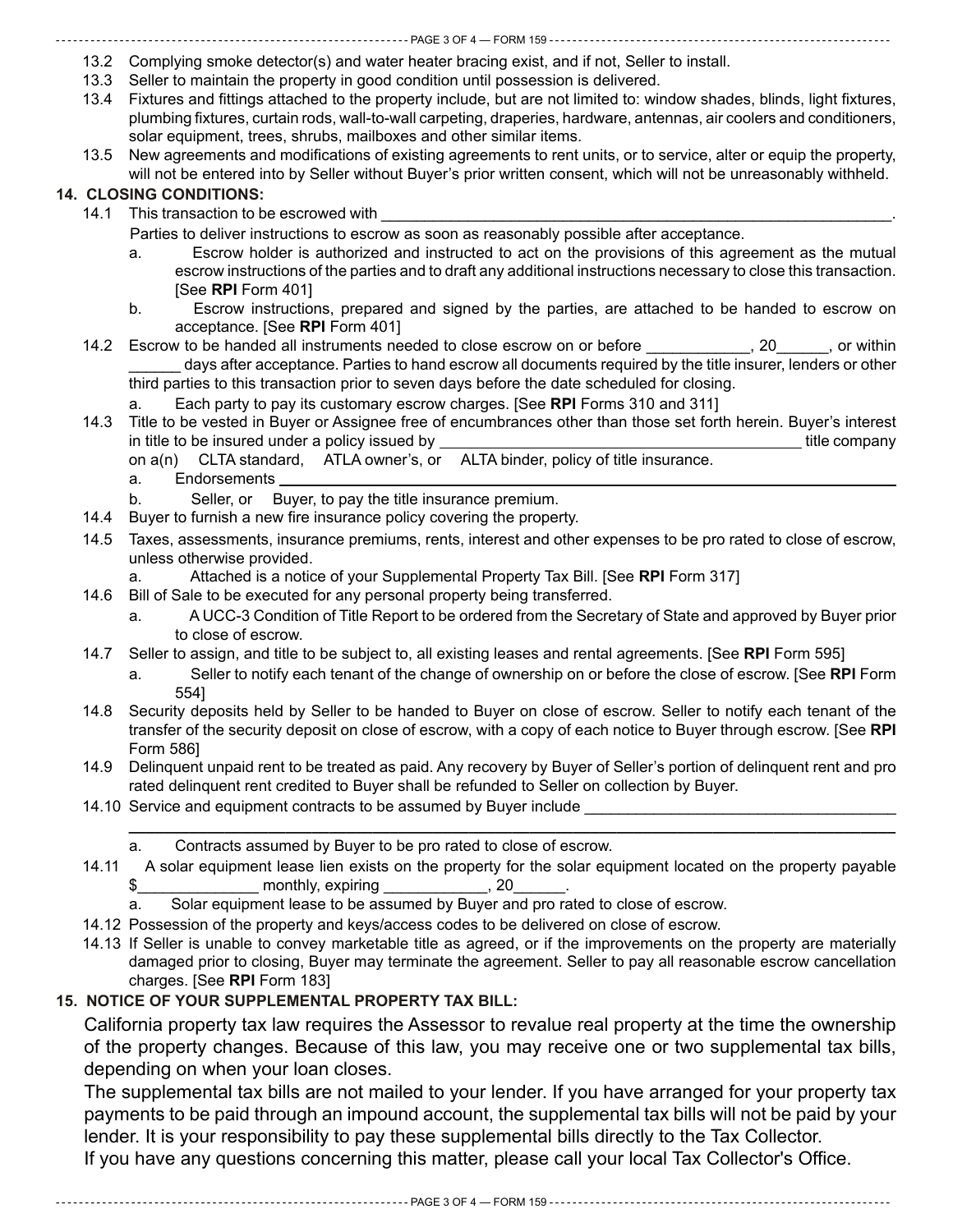13.2 Complying smoke detector(s) and water heater bracing exist, and if not, Seller to install.

13.3 Seller to maintain the property in good condition until possession is delivered.

13.4 Fixtures and fittings attached to the property include, but are not limited to: window shades, blinds, light fixtures, plumbing fixtures, curtain rods, wall-to-wall carpeting, draperies, hardware, antennas, air coolers and conditioners, solar equipment, trees, shrubs, mailboxes and other similar items.

13.5 New agreements and modifications of existing agreements to rent units, or to service, alter or equip the property, will not be entered into by Seller without Buyer's prior written consent, which will not be unreasonably withheld.

**14. CLOSING CONDITIONS:**

14.1 This transaction to be escrowed with ________________________________________________.
Parties to deliver instructions to escrow as soon as reasonably possible after acceptance.

a. Escrow holder is authorized and instructed to act on the provisions of this agreement as the mutual escrow instructions of the parties and to draft any additional instructions necessary to close this transaction. [See **RPI** Form 401]

b. Escrow instructions, prepared and signed by the parties, are attached to be handed to escrow on acceptance. [See **RPI** Form 401]

14.2 Escrow to be handed all instruments needed to close escrow on or before ____________, 20______, or within ______ days after acceptance. Parties to hand escrow all documents required by the title insurer, lenders or other third parties to this transaction prior to seven days before the date scheduled for closing.

a. Each party to pay its customary escrow charges. [See **RPI** Forms 310 and 311]

14.3 Title to be vested in Buyer or Assignee free of encumbrances other than those set forth herein. Buyer's interest in title to be insured under a policy issued by ____________________________________________ title company on a(n) CLTA standard, ATLA owner's, or ALTA binder, policy of title insurance.

a. Endorsements ________________________________________________

b. Seller, or Buyer, to pay the title insurance premium.

14.4 Buyer to furnish a new fire insurance policy covering the property.

14.5 Taxes, assessments, insurance premiums, rents, interest and other expenses to be pro rated to close of escrow, unless otherwise provided.

a. Attached is a notice of your Supplemental Property Tax Bill. [See **RPI** Form 317]

14.6 Bill of Sale to be executed for any personal property being transferred.

a. A UCC-3 Condition of Title Report to be ordered from the Secretary of State and approved by Buyer prior to close of escrow.

14.7 Seller to assign, and title to be subject to, all existing leases and rental agreements. [See **RPI** Form 595]

a. Seller to notify each tenant of the change of ownership on or before the close of escrow. [See **RPI** Form 554]

14.8 Security deposits held by Seller to be handed to Buyer on close of escrow. Seller to notify each tenant of the transfer of the security deposit on close of escrow, with a copy of each notice to Buyer through escrow. [See **RPI** Form 586]

14.9 Delinquent unpaid rent to be treated as paid. Any recovery by Buyer of Seller's portion of delinquent rent and pro rated delinquent rent credited to Buyer shall be refunded to Seller on collection by Buyer.

14.10 Service and equipment contracts to be assumed by Buyer include ____________________________________
________________________________________________________________________________

a. Contracts assumed by Buyer to be pro rated to close of escrow.

14.11 A solar equipment lease lien exists on the property for the solar equipment located on the property payable $______________ monthly, expiring ____________, 20______.

a. Solar equipment lease to be assumed by Buyer and pro rated to close of escrow.

14.12 Possession of the property and keys/access codes to be delivered on close of escrow.

14.13 If Seller is unable to convey marketable title as agreed, or if the improvements on the property are materially damaged prior to closing, Buyer may terminate the agreement. Seller to pay all reasonable escrow cancellation charges. [See **RPI** Form 183]

**15. NOTICE OF YOUR SUPPLEMENTAL PROPERTY TAX BILL:**

California property tax law requires the Assessor to revalue real property at the time the ownership of the property changes. Because of this law, you may receive one or two supplemental tax bills, depending on when your loan closes.

The supplemental tax bills are not mailed to your lender. If you have arranged for your property tax payments to be paid through an impound account, the supplemental tax bills will not be paid by your lender. It is your responsibility to pay these supplemental bills directly to the Tax Collector.

If you have any questions concerning this matter, please call your local Tax Collector's Office.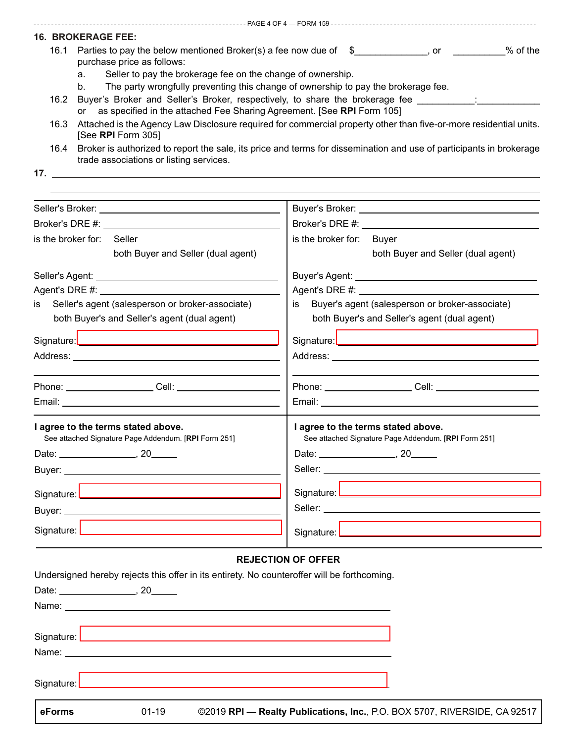## 16. BROKERAGE FEE:

16.1 Parties to pay the below mentioned Broker(s) a fee now due of $______________, or __________% of the purchase price as follows:

a. Seller to pay the brokerage fee on the change of ownership.

b. The party wrongfully preventing this change of ownership to pay the brokerage fee.

16.2 Buyer's Broker and Seller's Broker, respectively, to share the brokerage fee ___________:____________ or as specified in the attached Fee Sharing Agreement. [See **RPI** Form 105]

16.3 Attached is the Agency Law Disclosure required for commercial property other than five-or-more residential units. [See **RPI** Form 305]

16.4 Broker is authorized to report the sale, its price and terms for dissemination and use of participants in brokerage trade associations or listing services.

**17.** ________________________________________________________________________________

________________________________________________________________________________

Seller's Broker: ______________________________

Broker's DRE #: ______________________________

is the broker for: Seller
both Buyer and Seller (dual agent)

Seller's Agent: ______________________________

Agent's DRE #: ______________________________

is Seller's agent (salesperson or broker-associate)
both Buyer's and Seller's agent (dual agent)

Signature: ______________________________

Address: ______________________________

______________________________

Phone: ________________ Cell: ________________

Email: ______________________________

Buyer's Broker: ______________________________

Broker's DRE #: ______________________________

is the broker for: Buyer
both Buyer and Seller (dual agent)

Buyer's Agent: ______________________________

Agent's DRE #: ______________________________

is Buyer's agent (salesperson or broker-associate)
both Buyer's and Seller's agent (dual agent)

Signature: ______________________________

Address: ______________________________

______________________________

Phone: ________________ Cell: ________________

Email: ______________________________

**I agree to the terms stated above.**
See attached Signature Page Addendum. [**RPI** Form 251]

Date: ______________, 20_____

Buyer: ______________________________

Signature: ______________________________

Buyer: ______________________________

Signature: ______________________________

**I agree to the terms stated above.**
See attached Signature Page Addendum. [**RPI** Form 251]

Date: ______________, 20_____

Seller: ______________________________

Signature: ______________________________

Seller: ______________________________

Signature: ______________________________

### REJECTION OF OFFER

Undersigned hereby rejects this offer in its entirety. No counteroffer will be forthcoming.

Date: ______________, 20_____

Name: ______________________________

Signature: ______________________________

Name: ______________________________

Signature: ______________________________

**eForms** 01-19 ©2019 **RPI — Realty Publications, Inc.**, P.O. BOX 5707, RIVERSIDE, CA 92517